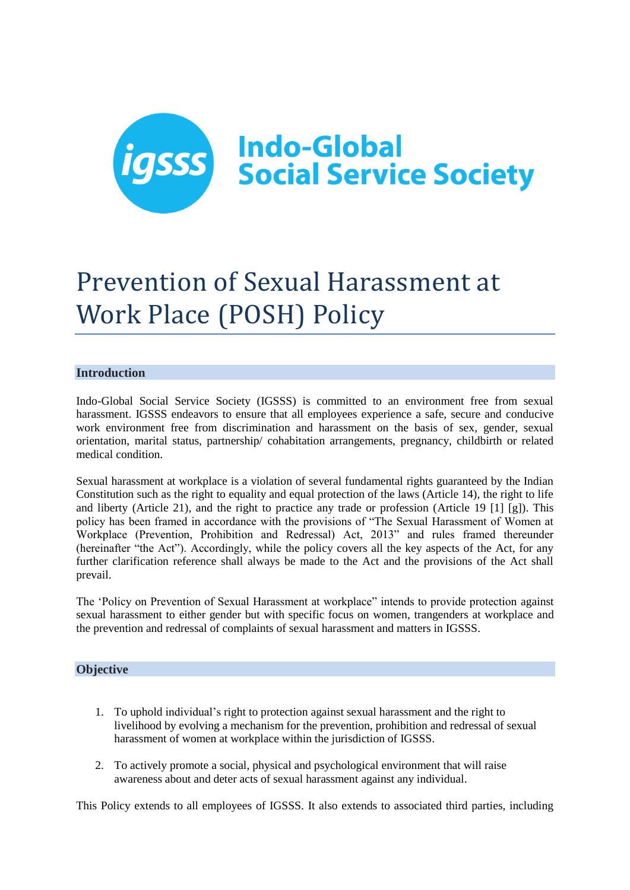Indo-Global Social Service Society

# Prevention of Sexual Harassment at Work Place (POSH) Policy

## Introduction

Indo-Global Social Service Society (IGSSS) is committed to an environment free from sexual harassment. IGSSS endeavors to ensure that all employees experience a safe, secure and conducive work environment free from discrimination and harassment on the basis of sex, gender, sexual orientation, marital status, partnership/ cohabitation arrangements, pregnancy, childbirth or related medical condition.

Sexual harassment at workplace is a violation of several fundamental rights guaranteed by the Indian Constitution such as the right to equality and equal protection of the laws (Article 14), the right to life and liberty (Article 21), and the right to practice any trade or profession (Article 19 [1] [g]). This policy has been framed in accordance with the provisions of "The Sexual Harassment of Women at Workplace (Prevention, Prohibition and Redressal) Act, 2013" and rules framed thereunder (hereinafter "the Act"). Accordingly, while the policy covers all the key aspects of the Act, for any further clarification reference shall always be made to the Act and the provisions of the Act shall prevail.

The 'Policy on Prevention of Sexual Harassment at workplace" intends to provide protection against sexual harassment to either gender but with specific focus on women, trangenders at workplace and the prevention and redressal of complaints of sexual harassment and matters in IGSSS.

## Objective

1. To uphold individual's right to protection against sexual harassment and the right to livelihood by evolving a mechanism for the prevention, prohibition and redressal of sexual harassment of women at workplace within the jurisdiction of IGSSS.

2. To actively promote a social, physical and psychological environment that will raise awareness about and deter acts of sexual harassment against any individual.

This Policy extends to all employees of IGSSS. It also extends to associated third parties, including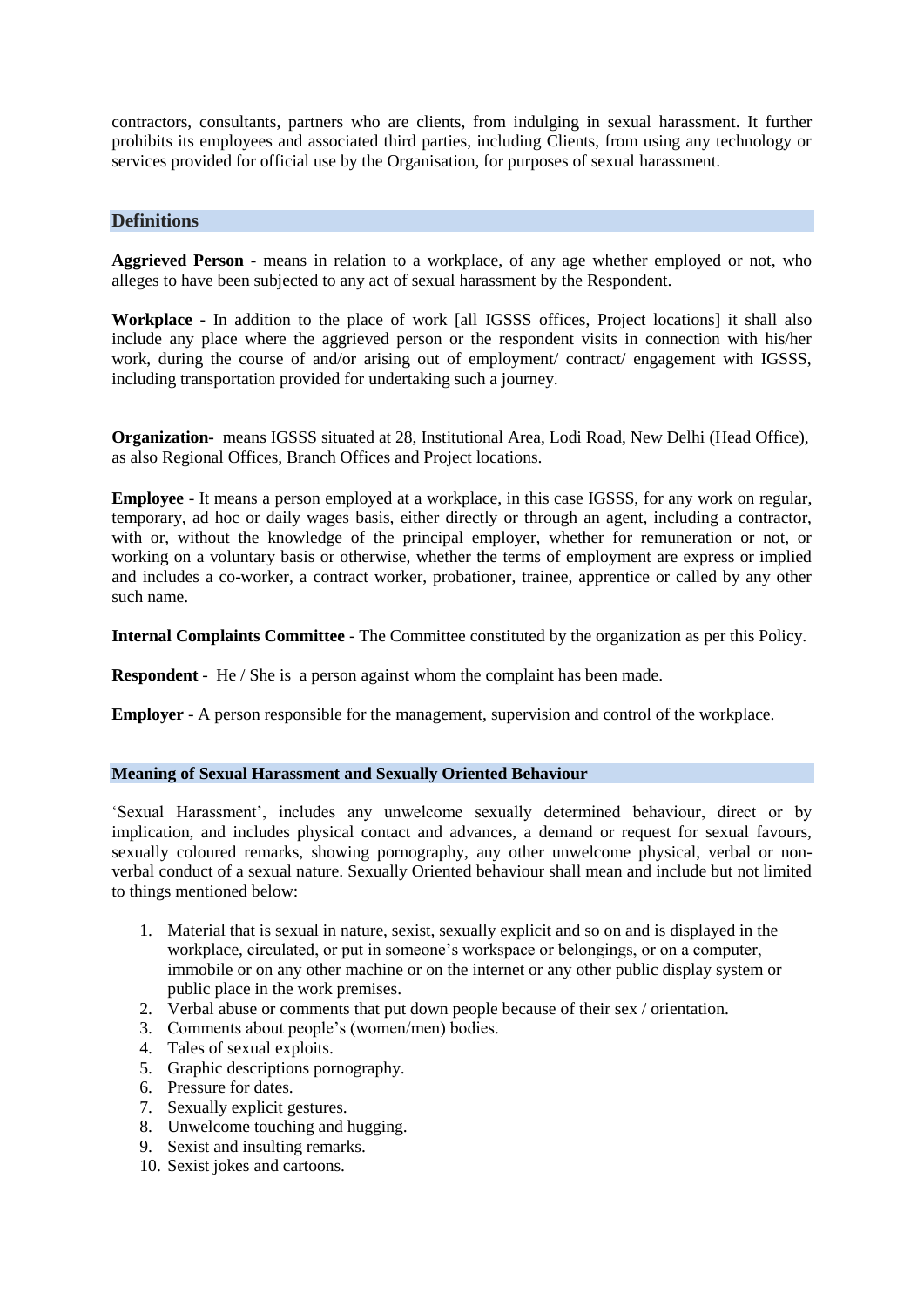contractors, consultants, partners who are clients, from indulging in sexual harassment. It further prohibits its employees and associated third parties, including Clients, from using any technology or services provided for official use by the Organisation, for purposes of sexual harassment.

## Definitions

**Aggrieved Person** - means in relation to a workplace, of any age whether employed or not, who alleges to have been subjected to any act of sexual harassment by the Respondent.

**Workplace** - In addition to the place of work [all IGSSS offices, Project locations] it shall also include any place where the aggrieved person or the respondent visits in connection with his/her work, during the course of and/or arising out of employment/ contract/ engagement with IGSSS, including transportation provided for undertaking such a journey.

**Organization**- means IGSSS situated at 28, Institutional Area, Lodi Road, New Delhi (Head Office), as also Regional Offices, Branch Offices and Project locations.

**Employee** - It means a person employed at a workplace, in this case IGSSS, for any work on regular, temporary, ad hoc or daily wages basis, either directly or through an agent, including a contractor, with or, without the knowledge of the principal employer, whether for remuneration or not, or working on a voluntary basis or otherwise, whether the terms of employment are express or implied and includes a co-worker, a contract worker, probationer, trainee, apprentice or called by any other such name.

**Internal Complaints Committee** - The Committee constituted by the organization as per this Policy.

**Respondent** - He / She is a person against whom the complaint has been made.

**Employer** - A person responsible for the management, supervision and control of the workplace.

## Meaning of Sexual Harassment and Sexually Oriented Behaviour

'Sexual Harassment', includes any unwelcome sexually determined behaviour, direct or by implication, and includes physical contact and advances, a demand or request for sexual favours, sexually coloured remarks, showing pornography, any other unwelcome physical, verbal or non-verbal conduct of a sexual nature. Sexually Oriented behaviour shall mean and include but not limited to things mentioned below:

1. Material that is sexual in nature, sexist, sexually explicit and so on and is displayed in the workplace, circulated, or put in someone's workspace or belongings, or on a computer, immobile or on any other machine or on the internet or any other public display system or public place in the work premises.
2. Verbal abuse or comments that put down people because of their sex / orientation.
3. Comments about people's (women/men) bodies.
4. Tales of sexual exploits.
5. Graphic descriptions pornography.
6. Pressure for dates.
7. Sexually explicit gestures.
8. Unwelcome touching and hugging.
9. Sexist and insulting remarks.
10. Sexist jokes and cartoons.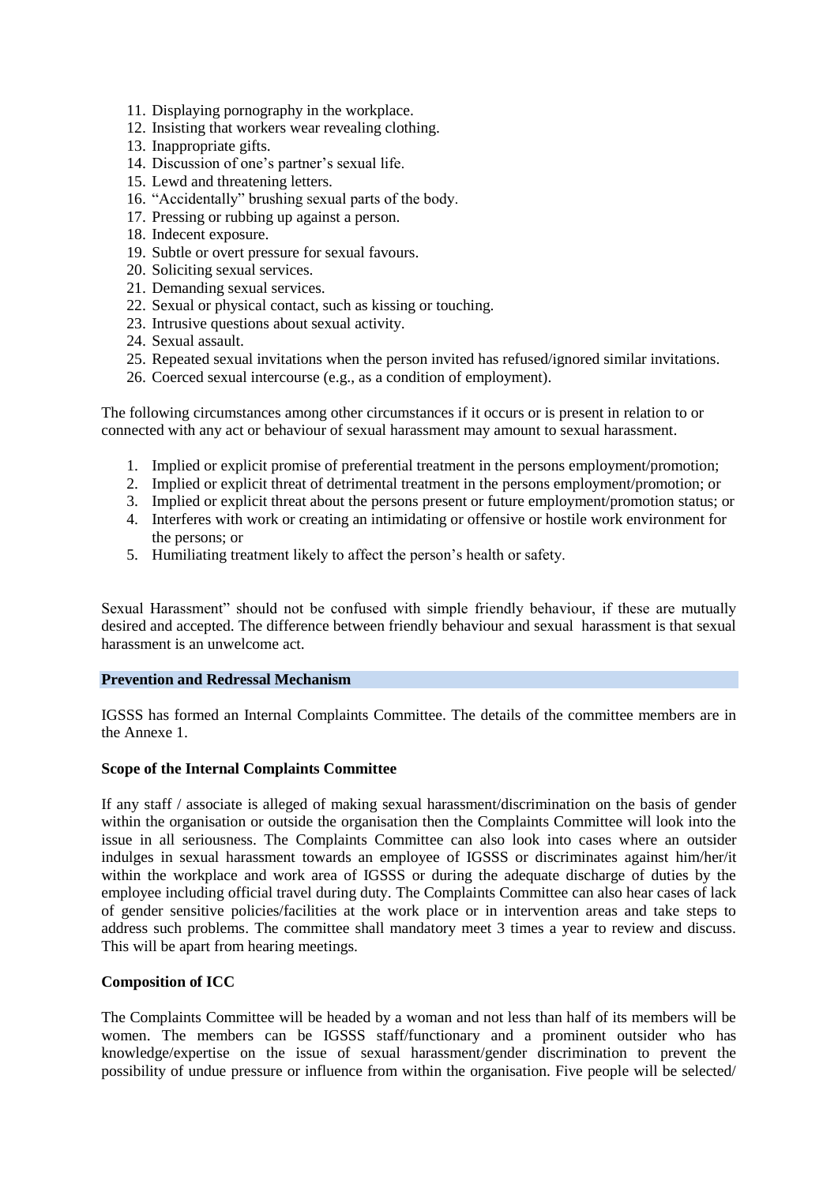11. Displaying pornography in the workplace.
12. Insisting that workers wear revealing clothing.
13. Inappropriate gifts.
14. Discussion of one's partner's sexual life.
15. Lewd and threatening letters.
16. "Accidentally" brushing sexual parts of the body.
17. Pressing or rubbing up against a person.
18. Indecent exposure.
19. Subtle or overt pressure for sexual favours.
20. Soliciting sexual services.
21. Demanding sexual services.
22. Sexual or physical contact, such as kissing or touching.
23. Intrusive questions about sexual activity.
24. Sexual assault.
25. Repeated sexual invitations when the person invited has refused/ignored similar invitations.
26. Coerced sexual intercourse (e.g., as a condition of employment).

The following circumstances among other circumstances if it occurs or is present in relation to or connected with any act or behaviour of sexual harassment may amount to sexual harassment.

1. Implied or explicit promise of preferential treatment in the persons employment/promotion;
2. Implied or explicit threat of detrimental treatment in the persons employment/promotion; or
3. Implied or explicit threat about the persons present or future employment/promotion status; or
4. Interferes with work or creating an intimidating or offensive or hostile work environment for the persons; or
5. Humiliating treatment likely to affect the person's health or safety.

Sexual Harassment" should not be confused with simple friendly behaviour, if these are mutually desired and accepted. The difference between friendly behaviour and sexual harassment is that sexual harassment is an unwelcome act.

## Prevention and Redressal Mechanism

IGSSS has formed an Internal Complaints Committee. The details of the committee members are in the Annexe 1.

### Scope of the Internal Complaints Committee

If any staff / associate is alleged of making sexual harassment/discrimination on the basis of gender within the organisation or outside the organisation then the Complaints Committee will look into the issue in all seriousness. The Complaints Committee can also look into cases where an outsider indulges in sexual harassment towards an employee of IGSSS or discriminates against him/her/it within the workplace and work area of IGSSS or during the adequate discharge of duties by the employee including official travel during duty. The Complaints Committee can also hear cases of lack of gender sensitive policies/facilities at the work place or in intervention areas and take steps to address such problems. The committee shall mandatory meet 3 times a year to review and discuss. This will be apart from hearing meetings.

### Composition of ICC

The Complaints Committee will be headed by a woman and not less than half of its members will be women. The members can be IGSSS staff/functionary and a prominent outsider who has knowledge/expertise on the issue of sexual harassment/gender discrimination to prevent the possibility of undue pressure or influence from within the organisation. Five people will be selected/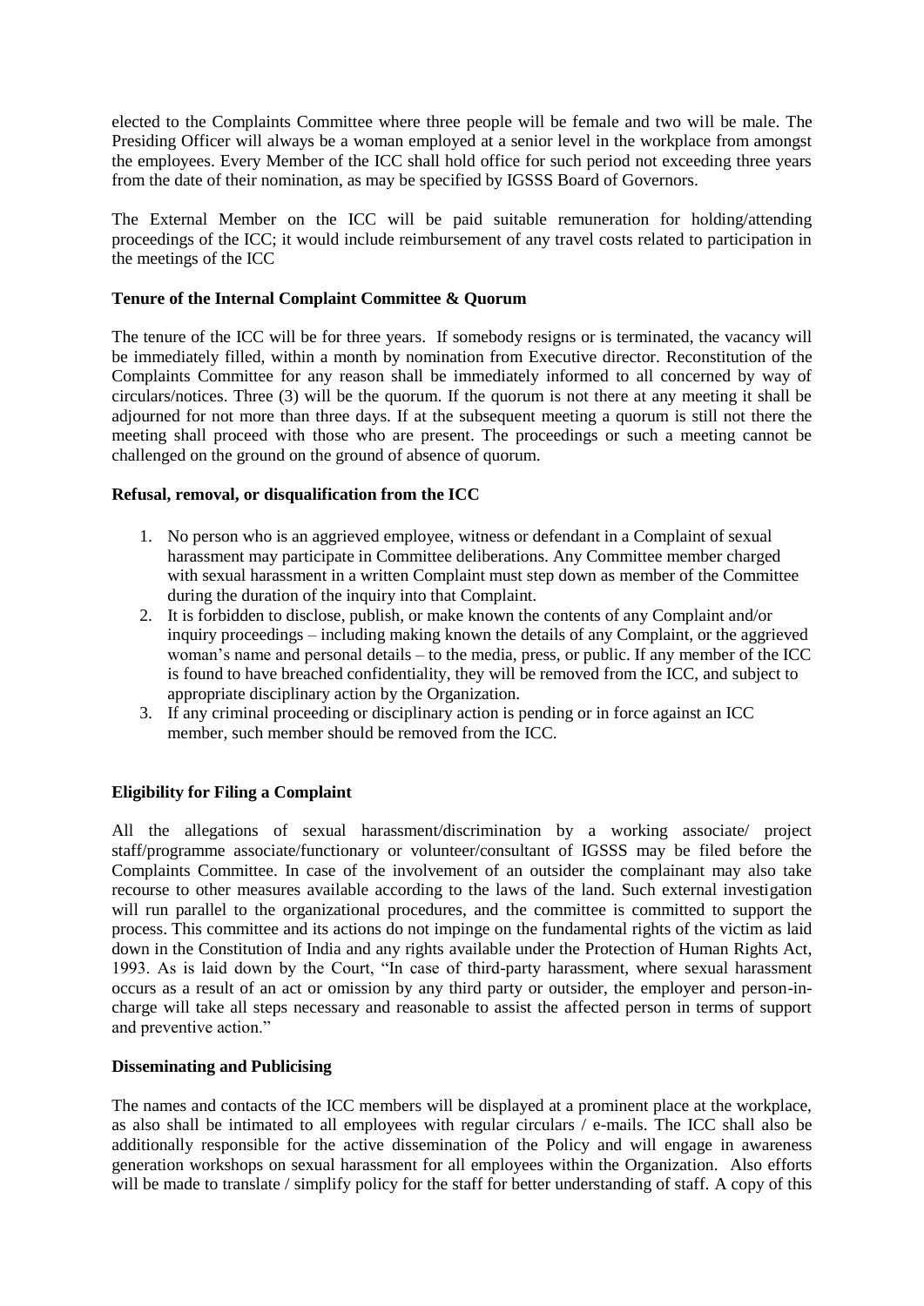elected to the Complaints Committee where three people will be female and two will be male. The Presiding Officer will always be a woman employed at a senior level in the workplace from amongst the employees. Every Member of the ICC shall hold office for such period not exceeding three years from the date of their nomination, as may be specified by IGSSS Board of Governors.

The External Member on the ICC will be paid suitable remuneration for holding/attending proceedings of the ICC; it would include reimbursement of any travel costs related to participation in the meetings of the ICC

**Tenure of the Internal Complaint Committee & Quorum**

The tenure of the ICC will be for three years. If somebody resigns or is terminated, the vacancy will be immediately filled, within a month by nomination from Executive director. Reconstitution of the Complaints Committee for any reason shall be immediately informed to all concerned by way of circulars/notices. Three (3) will be the quorum. If the quorum is not there at any meeting it shall be adjourned for not more than three days. If at the subsequent meeting a quorum is still not there the meeting shall proceed with those who are present. The proceedings or such a meeting cannot be challenged on the ground on the ground of absence of quorum.

**Refusal, removal, or disqualification from the ICC**

1. No person who is an aggrieved employee, witness or defendant in a Complaint of sexual harassment may participate in Committee deliberations. Any Committee member charged with sexual harassment in a written Complaint must step down as member of the Committee during the duration of the inquiry into that Complaint.
2. It is forbidden to disclose, publish, or make known the contents of any Complaint and/or inquiry proceedings – including making known the details of any Complaint, or the aggrieved woman's name and personal details – to the media, press, or public. If any member of the ICC is found to have breached confidentiality, they will be removed from the ICC, and subject to appropriate disciplinary action by the Organization.
3. If any criminal proceeding or disciplinary action is pending or in force against an ICC member, such member should be removed from the ICC.

**Eligibility for Filing a Complaint**

All the allegations of sexual harassment/discrimination by a working associate/ project staff/programme associate/functionary or volunteer/consultant of IGSSS may be filed before the Complaints Committee. In case of the involvement of an outsider the complainant may also take recourse to other measures available according to the laws of the land. Such external investigation will run parallel to the organizational procedures, and the committee is committed to support the process. This committee and its actions do not impinge on the fundamental rights of the victim as laid down in the Constitution of India and any rights available under the Protection of Human Rights Act, 1993. As is laid down by the Court, "In case of third-party harassment, where sexual harassment occurs as a result of an act or omission by any third party or outsider, the employer and person-in-charge will take all steps necessary and reasonable to assist the affected person in terms of support and preventive action."

**Disseminating and Publicising**

The names and contacts of the ICC members will be displayed at a prominent place at the workplace, as also shall be intimated to all employees with regular circulars / e-mails. The ICC shall also be additionally responsible for the active dissemination of the Policy and will engage in awareness generation workshops on sexual harassment for all employees within the Organization. Also efforts will be made to translate / simplify policy for the staff for better understanding of staff. A copy of this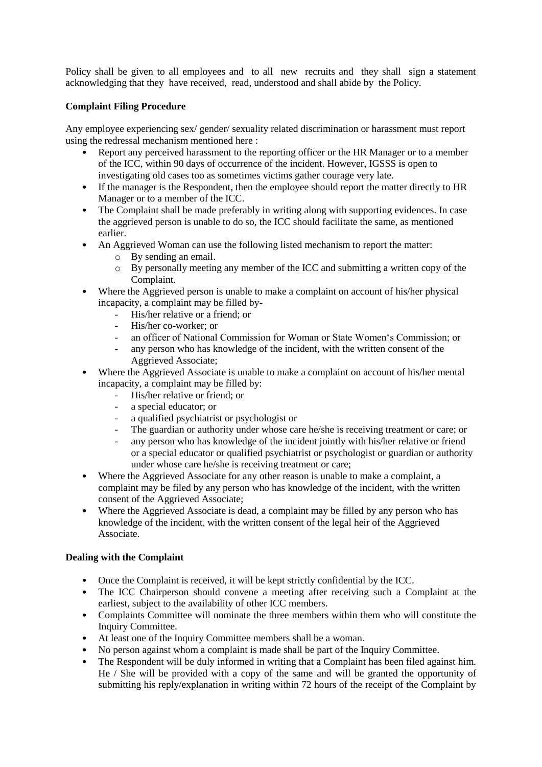Policy shall be given to all employees and to all new recruits and they shall sign a statement acknowledging that they have received, read, understood and shall abide by the Policy.

**Complaint Filing Procedure**

Any employee experiencing sex/ gender/ sexuality related discrimination or harassment must report using the redressal mechanism mentioned here :

- Report any perceived harassment to the reporting officer or the HR Manager or to a member of the ICC, within 90 days of occurrence of the incident. However, IGSSS is open to investigating old cases too as sometimes victims gather courage very late.
- If the manager is the Respondent, then the employee should report the matter directly to HR Manager or to a member of the ICC.
- The Complaint shall be made preferably in writing along with supporting evidences. In case the aggrieved person is unable to do so, the ICC should facilitate the same, as mentioned earlier.
- An Aggrieved Woman can use the following listed mechanism to report the matter:
  - By sending an email.
  - By personally meeting any member of the ICC and submitting a written copy of the Complaint.
- Where the Aggrieved person is unable to make a complaint on account of his/her physical incapacity, a complaint may be filled by-
  - His/her relative or a friend; or
  - His/her co-worker; or
  - an officer of National Commission for Woman or State Women's Commission; or
  - any person who has knowledge of the incident, with the written consent of the Aggrieved Associate;
- Where the Aggrieved Associate is unable to make a complaint on account of his/her mental incapacity, a complaint may be filled by:
  - His/her relative or friend; or
  - a special educator; or
  - a qualified psychiatrist or psychologist or
  - The guardian or authority under whose care he/she is receiving treatment or care; or
  - any person who has knowledge of the incident jointly with his/her relative or friend or a special educator or qualified psychiatrist or psychologist or guardian or authority under whose care he/she is receiving treatment or care;
- Where the Aggrieved Associate for any other reason is unable to make a complaint, a complaint may be filed by any person who has knowledge of the incident, with the written consent of the Aggrieved Associate;
- Where the Aggrieved Associate is dead, a complaint may be filled by any person who has knowledge of the incident, with the written consent of the legal heir of the Aggrieved Associate.

**Dealing with the Complaint**

- Once the Complaint is received, it will be kept strictly confidential by the ICC.
- The ICC Chairperson should convene a meeting after receiving such a Complaint at the earliest, subject to the availability of other ICC members.
- Complaints Committee will nominate the three members within them who will constitute the Inquiry Committee.
- At least one of the Inquiry Committee members shall be a woman.
- No person against whom a complaint is made shall be part of the Inquiry Committee.
- The Respondent will be duly informed in writing that a Complaint has been filed against him. He / She will be provided with a copy of the same and will be granted the opportunity of submitting his reply/explanation in writing within 72 hours of the receipt of the Complaint by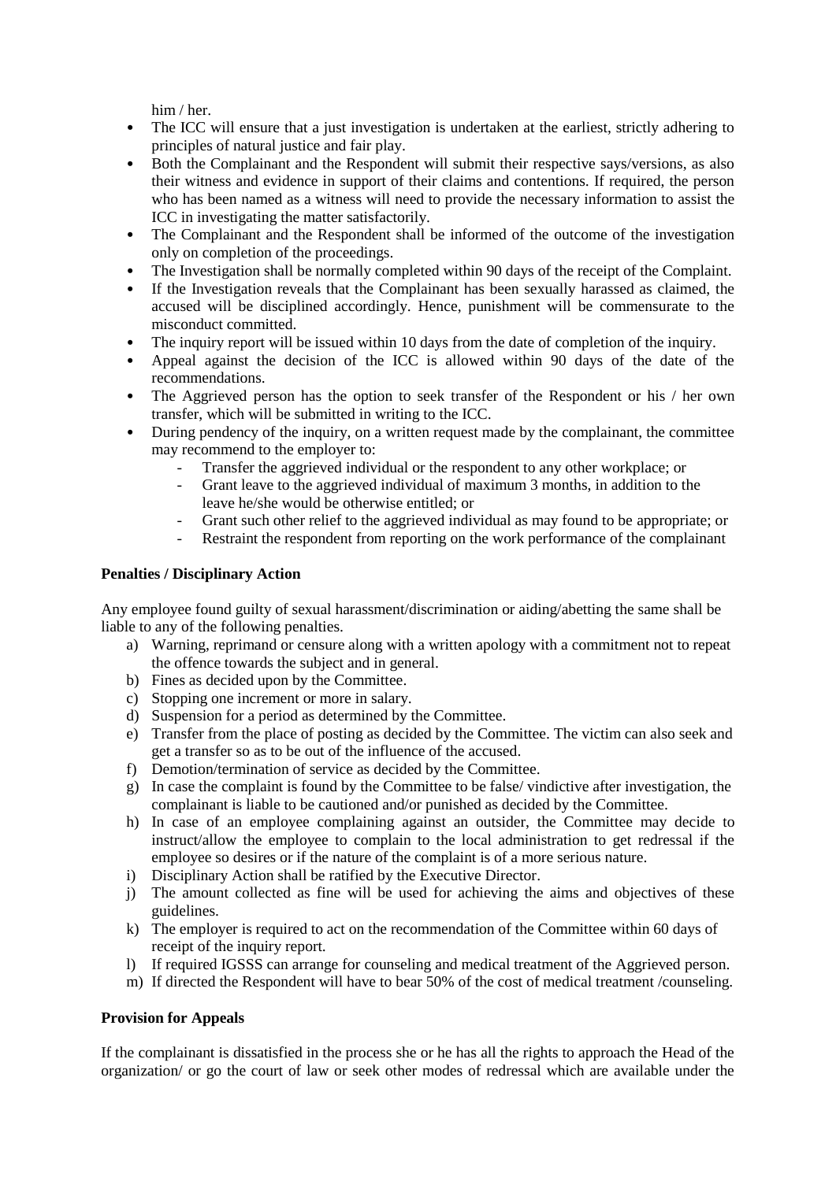him / her.

- The ICC will ensure that a just investigation is undertaken at the earliest, strictly adhering to principles of natural justice and fair play.
- Both the Complainant and the Respondent will submit their respective says/versions, as also their witness and evidence in support of their claims and contentions. If required, the person who has been named as a witness will need to provide the necessary information to assist the ICC in investigating the matter satisfactorily.
- The Complainant and the Respondent shall be informed of the outcome of the investigation only on completion of the proceedings.
- The Investigation shall be normally completed within 90 days of the receipt of the Complaint.
- If the Investigation reveals that the Complainant has been sexually harassed as claimed, the accused will be disciplined accordingly. Hence, punishment will be commensurate to the misconduct committed.
- The inquiry report will be issued within 10 days from the date of completion of the inquiry.
- Appeal against the decision of the ICC is allowed within 90 days of the date of the recommendations.
- The Aggrieved person has the option to seek transfer of the Respondent or his / her own transfer, which will be submitted in writing to the ICC.
- During pendency of the inquiry, on a written request made by the complainant, the committee may recommend to the employer to:
  - Transfer the aggrieved individual or the respondent to any other workplace; or
  - Grant leave to the aggrieved individual of maximum 3 months, in addition to the leave he/she would be otherwise entitled; or
  - Grant such other relief to the aggrieved individual as may found to be appropriate; or
  - Restraint the respondent from reporting on the work performance of the complainant

**Penalties / Disciplinary Action**

Any employee found guilty of sexual harassment/discrimination or aiding/abetting the same shall be liable to any of the following penalties.

a) Warning, reprimand or censure along with a written apology with a commitment not to repeat the offence towards the subject and in general.
b) Fines as decided upon by the Committee.
c) Stopping one increment or more in salary.
d) Suspension for a period as determined by the Committee.
e) Transfer from the place of posting as decided by the Committee. The victim can also seek and get a transfer so as to be out of the influence of the accused.
f) Demotion/termination of service as decided by the Committee.
g) In case the complaint is found by the Committee to be false/ vindictive after investigation, the complainant is liable to be cautioned and/or punished as decided by the Committee.
h) In case of an employee complaining against an outsider, the Committee may decide to instruct/allow the employee to complain to the local administration to get redressal if the employee so desires or if the nature of the complaint is of a more serious nature.
i) Disciplinary Action shall be ratified by the Executive Director.
j) The amount collected as fine will be used for achieving the aims and objectives of these guidelines.
k) The employer is required to act on the recommendation of the Committee within 60 days of receipt of the inquiry report.
l) If required IGSSS can arrange for counseling and medical treatment of the Aggrieved person.
m) If directed the Respondent will have to bear 50% of the cost of medical treatment /counseling.

**Provision for Appeals**

If the complainant is dissatisfied in the process she or he has all the rights to approach the Head of the organization/ or go the court of law or seek other modes of redressal which are available under the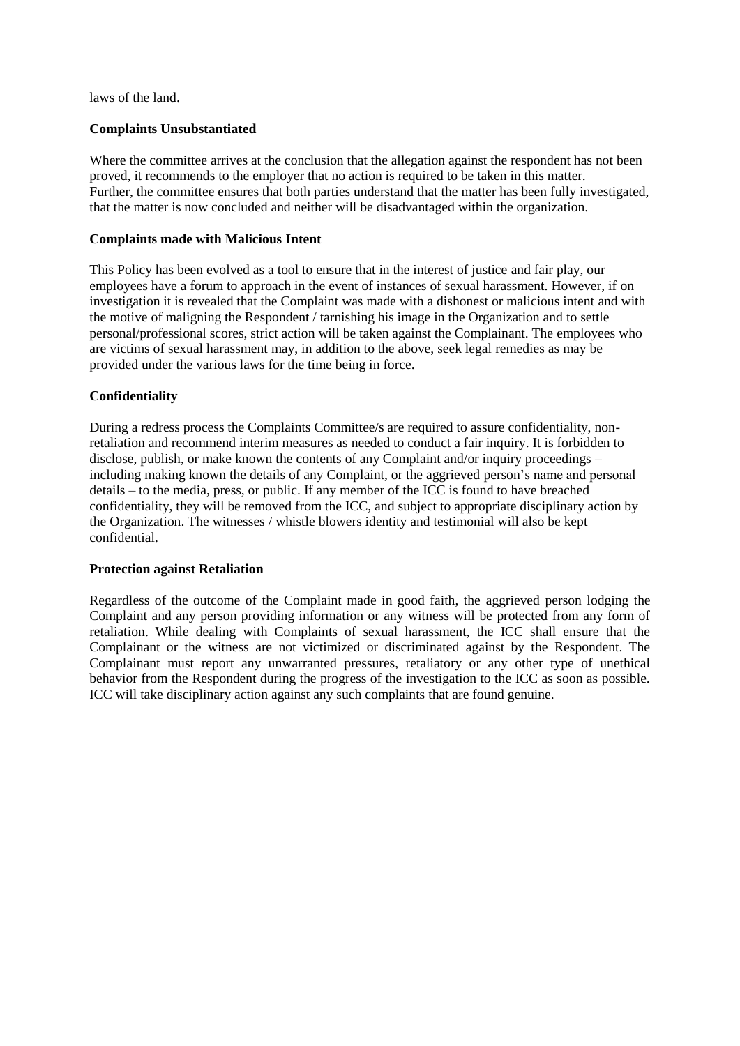laws of the land.

**Complaints Unsubstantiated**

Where the committee arrives at the conclusion that the allegation against the respondent has not been proved, it recommends to the employer that no action is required to be taken in this matter. Further, the committee ensures that both parties understand that the matter has been fully investigated, that the matter is now concluded and neither will be disadvantaged within the organization.

**Complaints made with Malicious Intent**

This Policy has been evolved as a tool to ensure that in the interest of justice and fair play, our employees have a forum to approach in the event of instances of sexual harassment. However, if on investigation it is revealed that the Complaint was made with a dishonest or malicious intent and with the motive of maligning the Respondent / tarnishing his image in the Organization and to settle personal/professional scores, strict action will be taken against the Complainant. The employees who are victims of sexual harassment may, in addition to the above, seek legal remedies as may be provided under the various laws for the time being in force.

**Confidentiality**

During a redress process the Complaints Committee/s are required to assure confidentiality, non-retaliation and recommend interim measures as needed to conduct a fair inquiry. It is forbidden to disclose, publish, or make known the contents of any Complaint and/or inquiry proceedings – including making known the details of any Complaint, or the aggrieved person's name and personal details – to the media, press, or public. If any member of the ICC is found to have breached confidentiality, they will be removed from the ICC, and subject to appropriate disciplinary action by the Organization. The witnesses / whistle blowers identity and testimonial will also be kept confidential.

**Protection against Retaliation**

Regardless of the outcome of the Complaint made in good faith, the aggrieved person lodging the Complaint and any person providing information or any witness will be protected from any form of retaliation. While dealing with Complaints of sexual harassment, the ICC shall ensure that the Complainant or the witness are not victimized or discriminated against by the Respondent. The Complainant must report any unwarranted pressures, retaliatory or any other type of unethical behavior from the Respondent during the progress of the investigation to the ICC as soon as possible. ICC will take disciplinary action against any such complaints that are found genuine.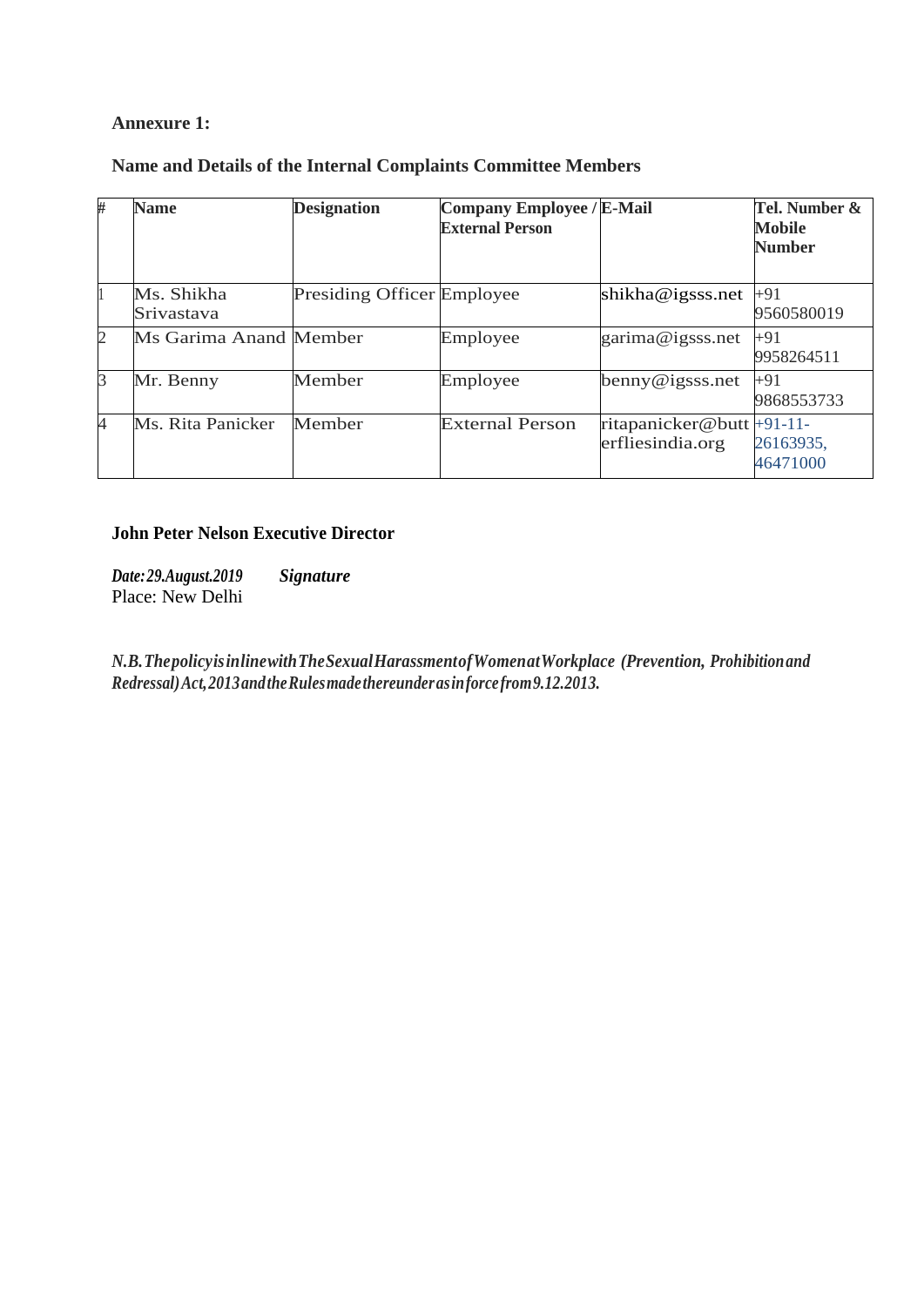**Annexure 1:**

**Name and Details of the Internal Complaints Committee Members**

| # | Name | Designation | Company Employee / External Person | E-Mail | Tel. Number & Mobile Number |
|---|---|---|---|---|---|
| 1 | Ms. Shikha Srivastava | Presiding Officer | Employee | shikha@igsss.net | +91 9560580019 |
| 2 | Ms Garima Anand | Member | Employee | garima@igsss.net | +91 9958264511 |
| 3 | Mr. Benny | Member | Employee | benny@igsss.net | +91 9868553733 |
| 4 | Ms. Rita Panicker | Member | External Person | ritapanicker@butterfliesindia.org | +91-11-26163935, 46471000 |

**John Peter Nelson Executive Director**

***Date: 29.August.2019*** ***Signature***
Place: New Delhi

***N.B. The policy is in line with The Sexual Harassment of Women at Workplace (Prevention, Prohibition and Redressal) Act, 2013 and the Rules made thereunder as in force from 9.12.2013.***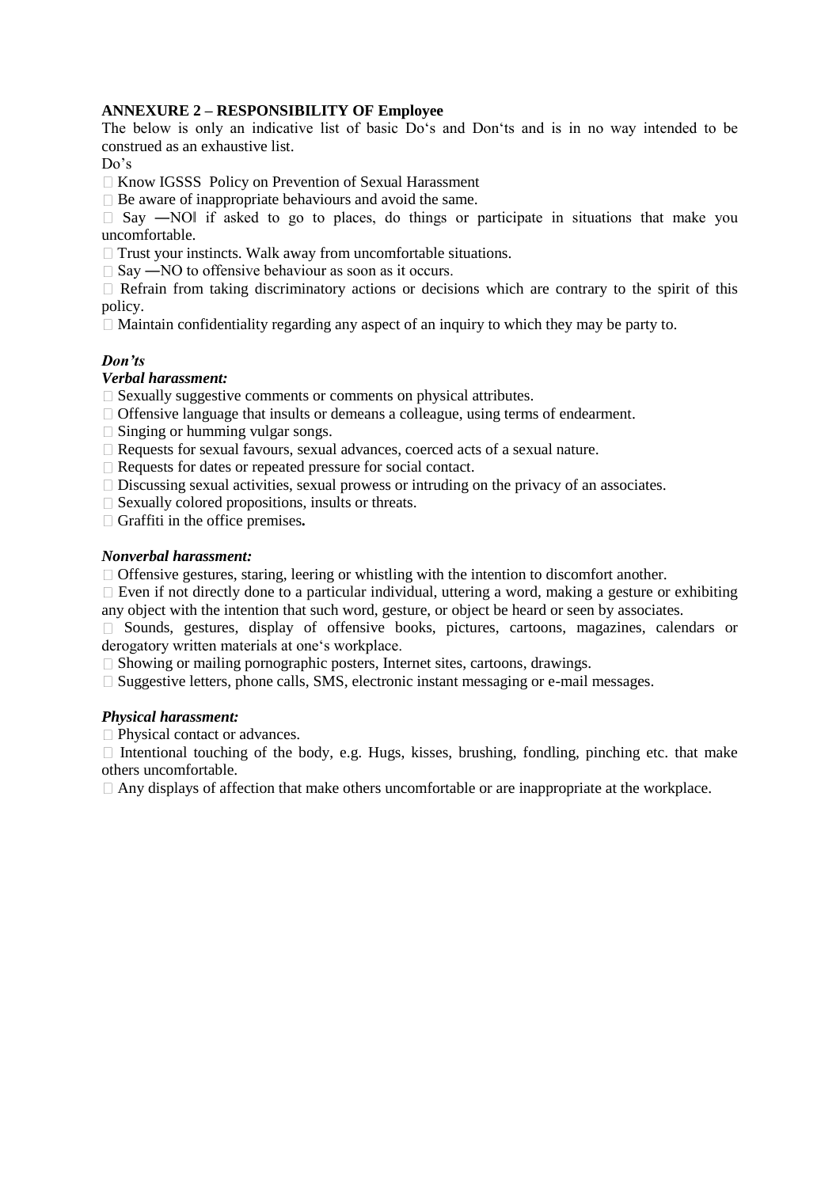**ANNEXURE 2 – RESPONSIBILITY OF Employee**

The below is only an indicative list of basic Do's and Don'ts and is in no way intended to be construed as an exhaustive list.

Do's

- Know IGSSS Policy on Prevention of Sexual Harassment
- Be aware of inappropriate behaviours and avoid the same.
- Say ―NO‖ if asked to go to places, do things or participate in situations that make you uncomfortable.
- Trust your instincts. Walk away from uncomfortable situations.
- Say ―NO to offensive behaviour as soon as it occurs.
- Refrain from taking discriminatory actions or decisions which are contrary to the spirit of this policy.
- Maintain confidentiality regarding any aspect of an inquiry to which they may be party to.

***Don'ts***

***Verbal harassment:***

- Sexually suggestive comments or comments on physical attributes.
- Offensive language that insults or demeans a colleague, using terms of endearment.
- Singing or humming vulgar songs.
- Requests for sexual favours, sexual advances, coerced acts of a sexual nature.
- Requests for dates or repeated pressure for social contact.
- Discussing sexual activities, sexual prowess or intruding on the privacy of an associates.
- Sexually colored propositions, insults or threats.
- Graffiti in the office premises**.**

***Nonverbal harassment:***

- Offensive gestures, staring, leering or whistling with the intention to discomfort another.
- Even if not directly done to a particular individual, uttering a word, making a gesture or exhibiting any object with the intention that such word, gesture, or object be heard or seen by associates.
- Sounds, gestures, display of offensive books, pictures, cartoons, magazines, calendars or derogatory written materials at one's workplace.
- Showing or mailing pornographic posters, Internet sites, cartoons, drawings.
- Suggestive letters, phone calls, SMS, electronic instant messaging or e-mail messages.

***Physical harassment:***

- Physical contact or advances.
- Intentional touching of the body, e.g. Hugs, kisses, brushing, fondling, pinching etc. that make others uncomfortable.
- Any displays of affection that make others uncomfortable or are inappropriate at the workplace.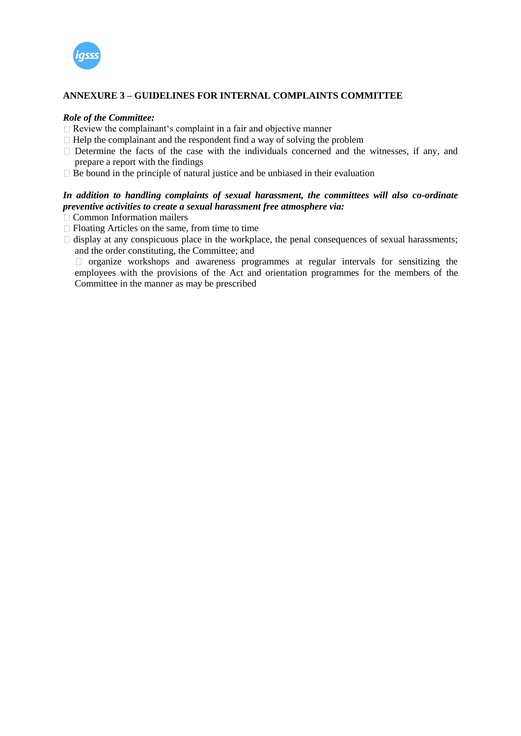## ANNEXURE 3 – GUIDELINES FOR INTERNAL COMPLAINTS COMMITTEE

***Role of the Committee:***

- Review the complainant's complaint in a fair and objective manner
- Help the complainant and the respondent find a way of solving the problem
- Determine the facts of the case with the individuals concerned and the witnesses, if any, and prepare a report with the findings
- Be bound in the principle of natural justice and be unbiased in their evaluation

***In addition to handling complaints of sexual harassment, the committees will also co-ordinate preventive activities to create a sexual harassment free atmosphere via:***

- Common Information mailers
- Floating Articles on the same, from time to time
- display at any conspicuous place in the workplace, the penal consequences of sexual harassments; and the order constituting, the Committee; and
- organize workshops and awareness programmes at regular intervals for sensitizing the employees with the provisions of the Act and orientation programmes for the members of the Committee in the manner as may be prescribed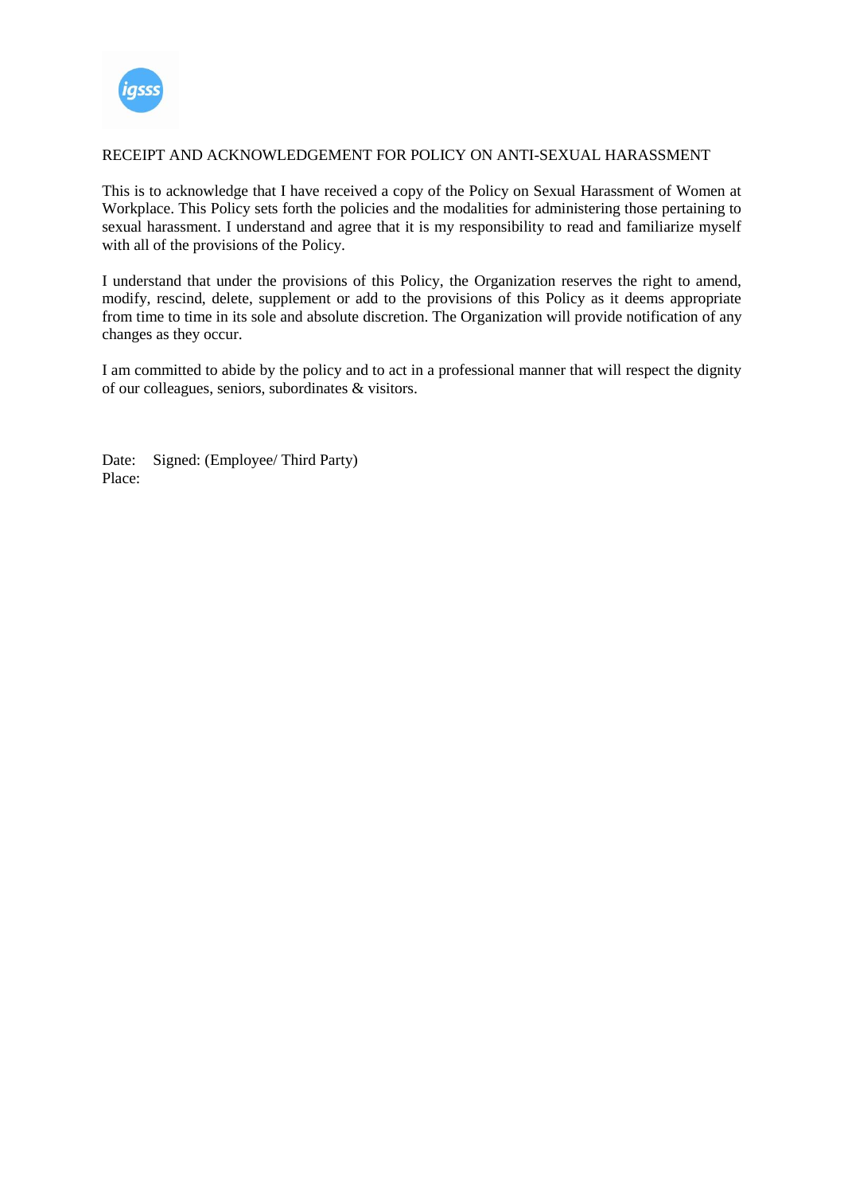# RECEIPT AND ACKNOWLEDGEMENT FOR POLICY ON ANTI-SEXUAL HARASSMENT

This is to acknowledge that I have received a copy of the Policy on Sexual Harassment of Women at Workplace. This Policy sets forth the policies and the modalities for administering those pertaining to sexual harassment. I understand and agree that it is my responsibility to read and familiarize myself with all of the provisions of the Policy.

I understand that under the provisions of this Policy, the Organization reserves the right to amend, modify, rescind, delete, supplement or add to the provisions of this Policy as it deems appropriate from time to time in its sole and absolute discretion. The Organization will provide notification of any changes as they occur.

I am committed to abide by the policy and to act in a professional manner that will respect the dignity of our colleagues, seniors, subordinates & visitors.

Date: Signed: (Employee/ Third Party)
Place: